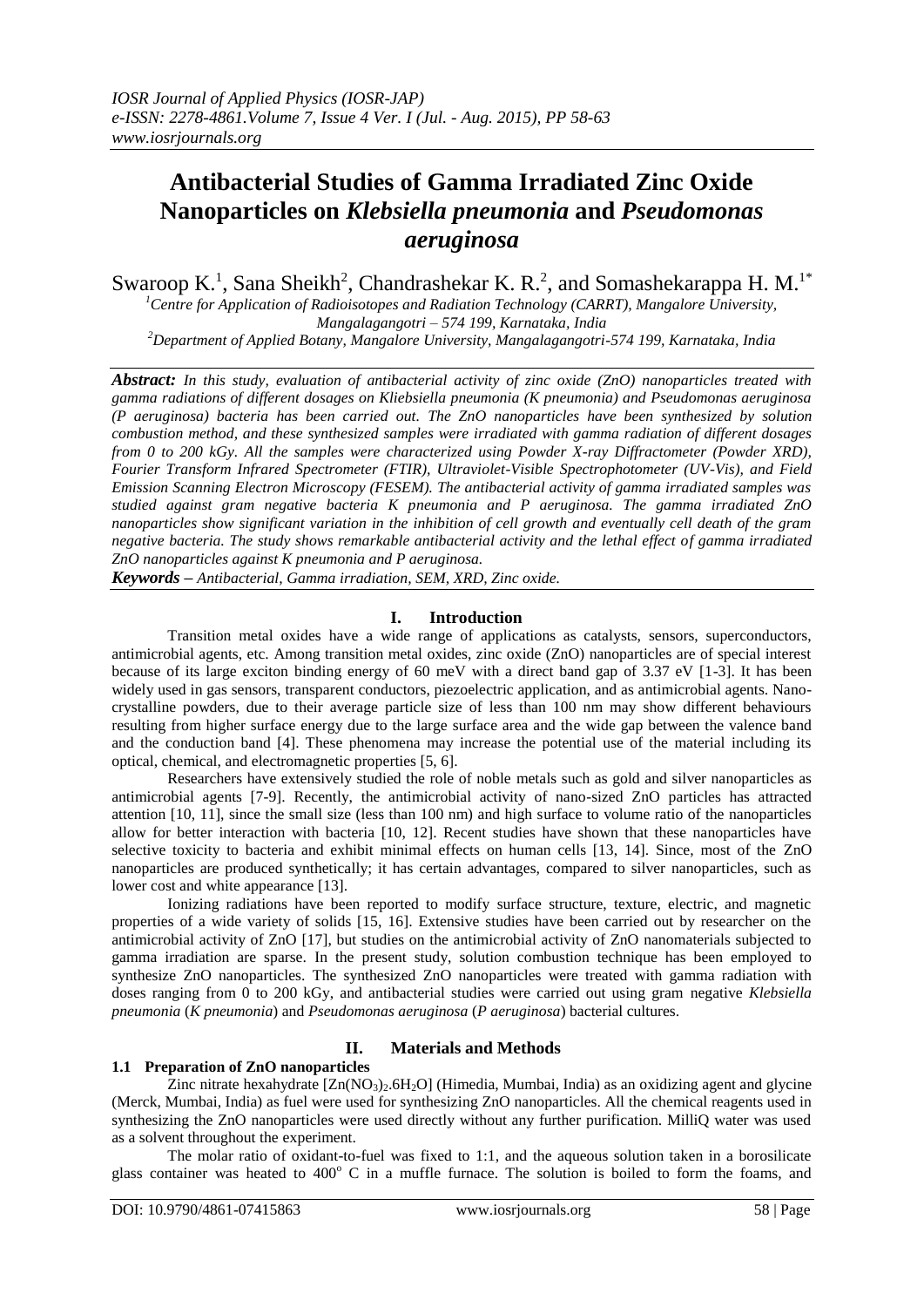# Antibacterial Studies of Gamma Irradiated Zinc Oxide Nanoparticles on *Klebsiella pneumonia* and *Pseudomonas aeruginosa*

Swaroop K.[1], Sana Sheikh[2], Chandrashekar K. R.[2], and Somashekarappa H. M.[1*]

[1]Centre for Application of Radioisotopes and Radiation Technology (CARRT), Mangalore University, Mangalagangotri – 574 199, Karnataka, India

[2]Department of Applied Botany, Mangalore University, Mangalagangotri-574 199, Karnataka, India

***Abstract:*** *In this study, evaluation of antibacterial activity of zinc oxide (ZnO) nanoparticles treated with gamma radiations of different dosages on Kliebsiella pneumonia (K pneumonia) and Pseudomonas aeruginosa (P aeruginosa) bacteria has been carried out. The ZnO nanoparticles have been synthesized by solution combustion method, and these synthesized samples were irradiated with gamma radiation of different dosages from 0 to 200 kGy. All the samples were characterized using Powder X-ray Diffractometer (Powder XRD), Fourier Transform Infrared Spectrometer (FTIR), Ultraviolet-Visible Spectrophotometer (UV-Vis), and Field Emission Scanning Electron Microscopy (FESEM). The antibacterial activity of gamma irradiated samples was studied against gram negative bacteria K pneumonia and P aeruginosa. The gamma irradiated ZnO nanoparticles show significant variation in the inhibition of cell growth and eventually cell death of the gram negative bacteria. The study shows remarkable antibacterial activity and the lethal effect of gamma irradiated ZnO nanoparticles against K pneumonia and P aeruginosa.*

***Keywords –*** *Antibacterial, Gamma irradiation, SEM, XRD, Zinc oxide.*

## I. Introduction

Transition metal oxides have a wide range of applications as catalysts, sensors, superconductors, antimicrobial agents, etc. Among transition metal oxides, zinc oxide (ZnO) nanoparticles are of special interest because of its large exciton binding energy of 60 meV with a direct band gap of 3.37 eV [1-3]. It has been widely used in gas sensors, transparent conductors, piezoelectric application, and as antimicrobial agents. Nano-crystalline powders, due to their average particle size of less than 100 nm may show different behaviours resulting from higher surface energy due to the large surface area and the wide gap between the valence band and the conduction band [4]. These phenomena may increase the potential use of the material including its optical, chemical, and electromagnetic properties [5, 6].

Researchers have extensively studied the role of noble metals such as gold and silver nanoparticles as antimicrobial agents [7-9]. Recently, the antimicrobial activity of nano-sized ZnO particles has attracted attention [10, 11], since the small size (less than 100 nm) and high surface to volume ratio of the nanoparticles allow for better interaction with bacteria [10, 12]. Recent studies have shown that these nanoparticles have selective toxicity to bacteria and exhibit minimal effects on human cells [13, 14]. Since, most of the ZnO nanoparticles are produced synthetically; it has certain advantages, compared to silver nanoparticles, such as lower cost and white appearance [13].

Ionizing radiations have been reported to modify surface structure, texture, electric, and magnetic properties of a wide variety of solids [15, 16]. Extensive studies have been carried out by researcher on the antimicrobial activity of ZnO [17], but studies on the antimicrobial activity of ZnO nanomaterials subjected to gamma irradiation are sparse. In the present study, solution combustion technique has been employed to synthesize ZnO nanoparticles. The synthesized ZnO nanoparticles were treated with gamma radiation with doses ranging from 0 to 200 kGy, and antibacterial studies were carried out using gram negative *Klebsiella pneumonia* (*K pneumonia*) and *Pseudomonas aeruginosa* (*P aeruginosa*) bacterial cultures.

## II. Materials and Methods

### 1.1 Preparation of ZnO nanoparticles

Zinc nitrate hexahydrate [$Zn(NO_3)_2.6H_2O$] (Himedia, Mumbai, India) as an oxidizing agent and glycine (Merck, Mumbai, India) as fuel were used for synthesizing ZnO nanoparticles. All the chemical reagents used in synthesizing the ZnO nanoparticles were used directly without any further purification. MilliQ water was used as a solvent throughout the experiment.

The molar ratio of oxidant-to-fuel was fixed to 1:1, and the aqueous solution taken in a borosilicate glass container was heated to 400° C in a muffle furnace. The solution is boiled to form the foams, and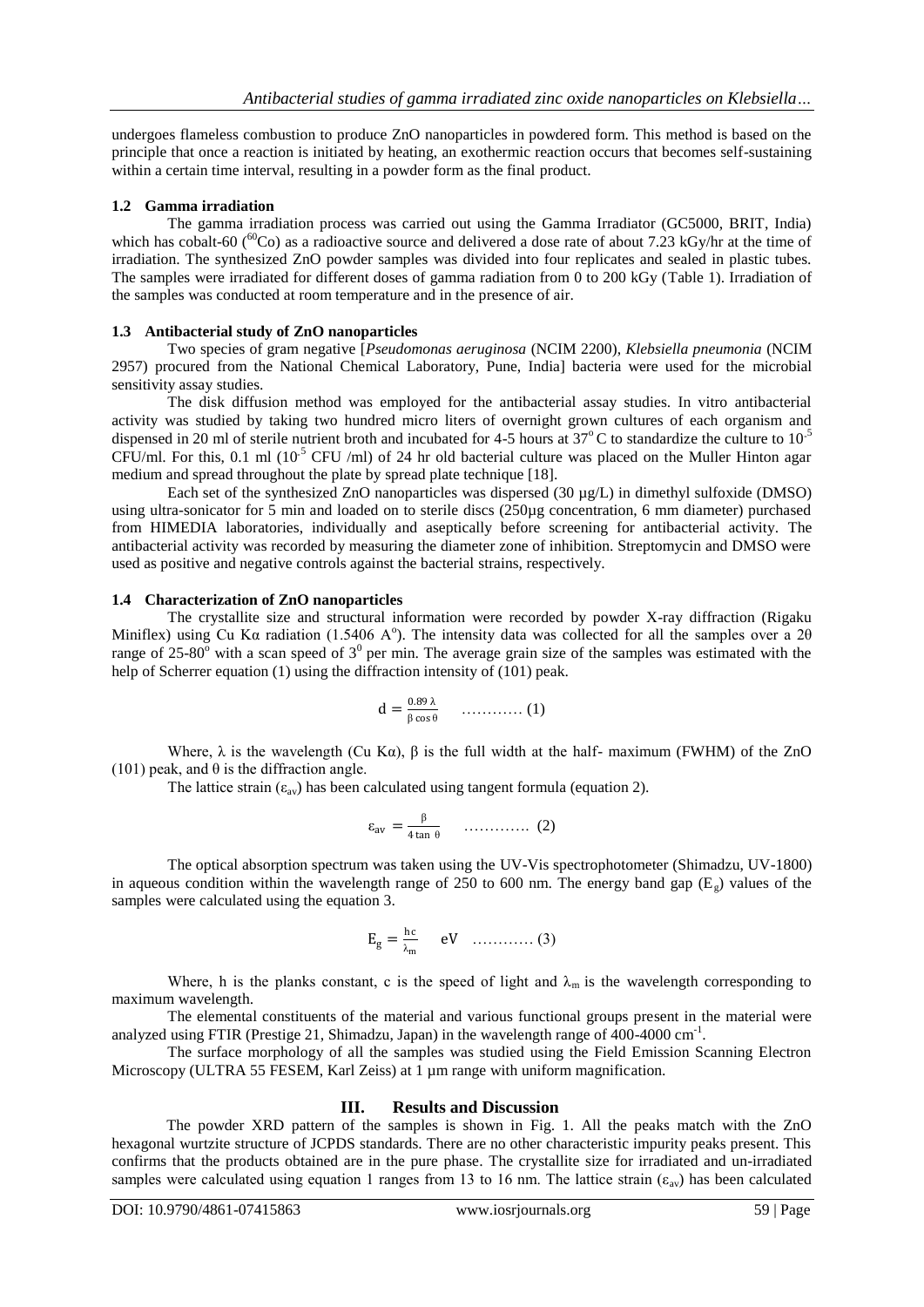undergoes flameless combustion to produce ZnO nanoparticles in powdered form. This method is based on the principle that once a reaction is initiated by heating, an exothermic reaction occurs that becomes self-sustaining within a certain time interval, resulting in a powder form as the final product.

### 1.2 Gamma irradiation

The gamma irradiation process was carried out using the Gamma Irradiator (GC5000, BRIT, India) which has cobalt-60 ($^{60}Co$) as a radioactive source and delivered a dose rate of about 7.23 kGy/hr at the time of irradiation. The synthesized ZnO powder samples was divided into four replicates and sealed in plastic tubes. The samples were irradiated for different doses of gamma radiation from 0 to 200 kGy (Table 1). Irradiation of the samples was conducted at room temperature and in the presence of air.

### 1.3 Antibacterial study of ZnO nanoparticles

Two species of gram negative [*Pseudomonas aeruginosa* (NCIM 2200), *Klebsiella pneumonia* (NCIM 2957) procured from the National Chemical Laboratory, Pune, India] bacteria were used for the microbial sensitivity assay studies.

The disk diffusion method was employed for the antibacterial assay studies. In vitro antibacterial activity was studied by taking two hundred micro liters of overnight grown cultures of each organism and dispensed in 20 ml of sterile nutrient broth and incubated for 4-5 hours at $37^{o}$C to standardize the culture to $10^{-5}$ CFU/ml. For this, 0.1 ml ($10^{-5}$ CFU /ml) of 24 hr old bacterial culture was placed on the Muller Hinton agar medium and spread throughout the plate by spread plate technique [18].

Each set of the synthesized ZnO nanoparticles was dispersed (30 µg/L) in dimethyl sulfoxide (DMSO) using ultra-sonicator for 5 min and loaded on to sterile discs (250µg concentration, 6 mm diameter) purchased from HIMEDIA laboratories, individually and aseptically before screening for antibacterial activity. The antibacterial activity was recorded by measuring the diameter zone of inhibition. Streptomycin and DMSO were used as positive and negative controls against the bacterial strains, respectively.

### 1.4 Characterization of ZnO nanoparticles

The crystallite size and structural information were recorded by powder X-ray diffraction (Rigaku Miniflex) using Cu Kα radiation (1.5406 A°). The intensity data was collected for all the samples over a 2θ range of 25-80° with a scan speed of 3° per min. The average grain size of the samples was estimated with the help of Scherrer equation (1) using the diffraction intensity of (101) peak.

$$d = \frac{0.89\,\lambda}{\beta \cos\theta} \quad \ldots\ldots\ldots\ldots (1)$$

Where, λ is the wavelength (Cu Kα), β is the full width at the half- maximum (FWHM) of the ZnO (101) peak, and θ is the diffraction angle.

The lattice strain ($\varepsilon_{av}$) has been calculated using tangent formula (equation 2).

$$\varepsilon_{av} = \frac{\beta}{4 \tan\,\theta} \quad \ldots\ldots\ldots\ldots. (2)$$

The optical absorption spectrum was taken using the UV-Vis spectrophotometer (Shimadzu, UV-1800) in aqueous condition within the wavelength range of 250 to 600 nm. The energy band gap ($E_g$) values of the samples were calculated using the equation 3.

$$E_g = \frac{hc}{\lambda_m} \quad eV \quad \ldots\ldots\ldots\ldots (3)$$

Where, h is the planks constant, c is the speed of light and $\lambda_m$ is the wavelength corresponding to maximum wavelength.

The elemental constituents of the material and various functional groups present in the material were analyzed using FTIR (Prestige 21, Shimadzu, Japan) in the wavelength range of 400-4000 cm$^{-1}$.

The surface morphology of all the samples was studied using the Field Emission Scanning Electron Microscopy (ULTRA 55 FESEM, Karl Zeiss) at 1 µm range with uniform magnification.

## III. Results and Discussion

The powder XRD pattern of the samples is shown in Fig. 1. All the peaks match with the ZnO hexagonal wurtzite structure of JCPDS standards. There are no other characteristic impurity peaks present. This confirms that the products obtained are in the pure phase. The crystallite size for irradiated and un-irradiated samples were calculated using equation 1 ranges from 13 to 16 nm. The lattice strain ($\varepsilon_{av}$) has been calculated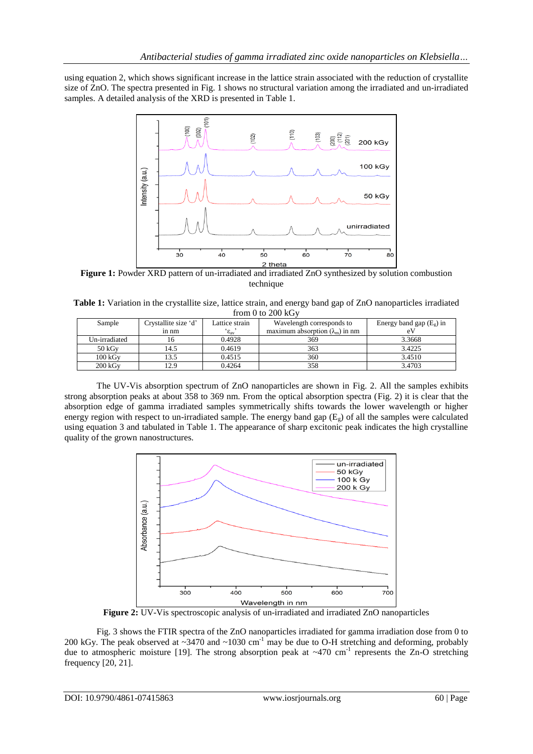using equation 2, which shows significant increase in the lattice strain associated with the reduction of crystallite size of ZnO. The spectra presented in Fig. 1 shows no structural variation among the irradiated and un-irradiated samples. A detailed analysis of the XRD is presented in Table 1.

**Figure 1:** Powder XRD pattern of un-irradiated and irradiated ZnO synthesized by solution combustion technique

**Table 1:** Variation in the crystallite size, lattice strain, and energy band gap of ZnO nanoparticles irradiated from 0 to 200 kGy

| Sample | Crystallite size 'd' in nm | Lattice strain '$\varepsilon_{av}$' | Wavelength corresponds to maximum absorption ($\lambda_m$) in nm | Energy band gap ($E_g$) in eV |
|---|---|---|---|---|
| Un-irradiated | 16 | 0.4928 | 369 | 3.3668 |
| 50 kGy | 14.5 | 0.4619 | 363 | 3.4225 |
| 100 kGy | 13.5 | 0.4515 | 360 | 3.4510 |
| 200 kGy | 12.9 | 0.4264 | 358 | 3.4703 |

The UV-Vis absorption spectrum of ZnO nanoparticles are shown in Fig. 2. All the samples exhibits strong absorption peaks at about 358 to 369 nm. From the optical absorption spectra (Fig. 2) it is clear that the absorption edge of gamma irradiated samples symmetrically shifts towards the lower wavelength or higher energy region with respect to un-irradiated sample. The energy band gap ($E_g$) of all the samples were calculated using equation 3 and tabulated in Table 1. The appearance of sharp excitonic peak indicates the high crystalline quality of the grown nanostructures.

**Figure 2:** UV-Vis spectroscopic analysis of un-irradiated and irradiated ZnO nanoparticles

Fig. 3 shows the FTIR spectra of the ZnO nanoparticles irradiated for gamma irradiation dose from 0 to 200 kGy. The peak observed at ~3470 and ~1030 $cm^{-1}$ may be due to O-H stretching and deforming, probably due to atmospheric moisture [19]. The strong absorption peak at ~470 $cm^{-1}$ represents the Zn-O stretching frequency [20, 21].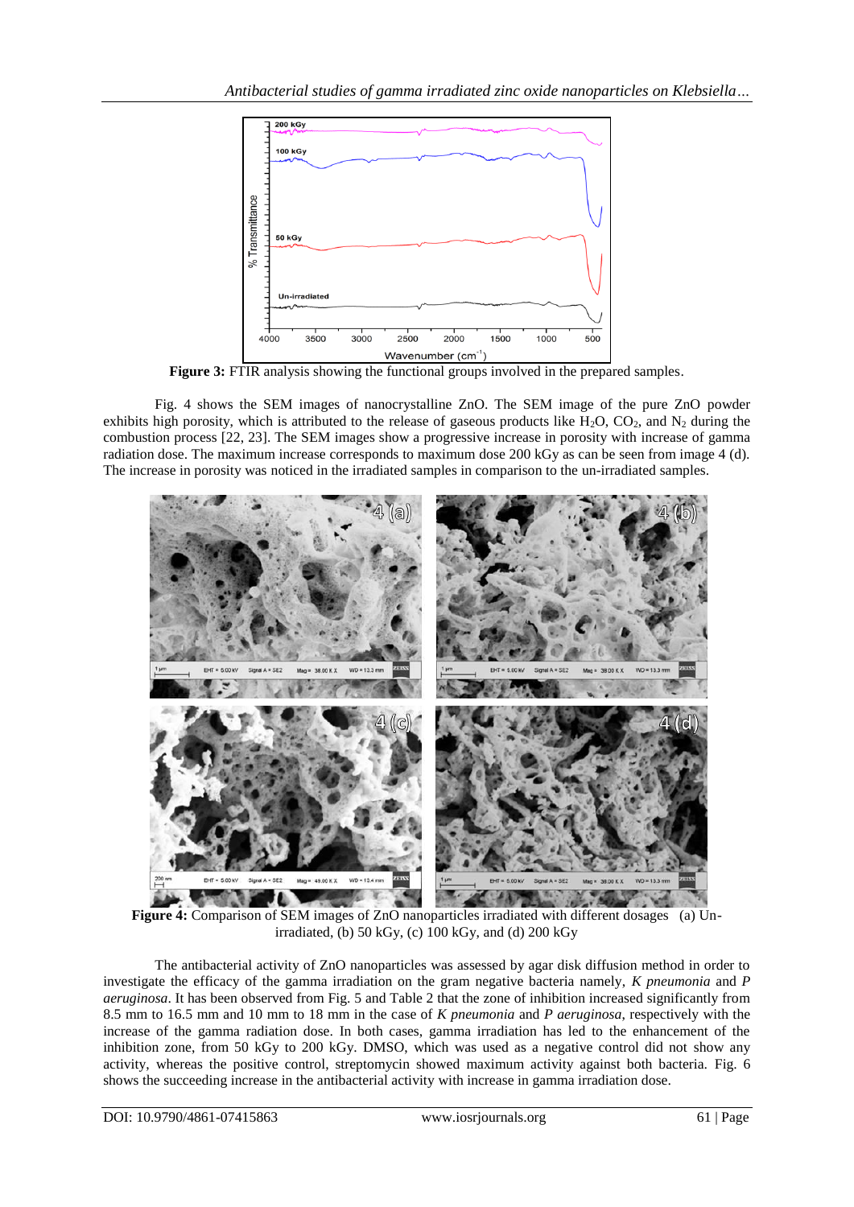**Figure 3:** FTIR analysis showing the functional groups involved in the prepared samples.

Fig. 4 shows the SEM images of nanocrystalline ZnO. The SEM image of the pure ZnO powder exhibits high porosity, which is attributed to the release of gaseous products like $H_2O$, $CO_2$, and $N_2$ during the combustion process [22, 23]. The SEM images show a progressive increase in porosity with increase of gamma radiation dose. The maximum increase corresponds to maximum dose 200 kGy as can be seen from image 4 (d). The increase in porosity was noticed in the irradiated samples in comparison to the un-irradiated samples.

**Figure 4:** Comparison of SEM images of ZnO nanoparticles irradiated with different dosages (a) Un-irradiated, (b) 50 kGy, (c) 100 kGy, and (d) 200 kGy

The antibacterial activity of ZnO nanoparticles was assessed by agar disk diffusion method in order to investigate the efficacy of the gamma irradiation on the gram negative bacteria namely, *K pneumonia* and *P aeruginosa*. It has been observed from Fig. 5 and Table 2 that the zone of inhibition increased significantly from 8.5 mm to 16.5 mm and 10 mm to 18 mm in the case of *K pneumonia* and *P aeruginosa*, respectively with the increase of the gamma radiation dose. In both cases, gamma irradiation has led to the enhancement of the inhibition zone, from 50 kGy to 200 kGy. DMSO, which was used as a negative control did not show any activity, whereas the positive control, streptomycin showed maximum activity against both bacteria. Fig. 6 shows the succeeding increase in the antibacterial activity with increase in gamma irradiation dose.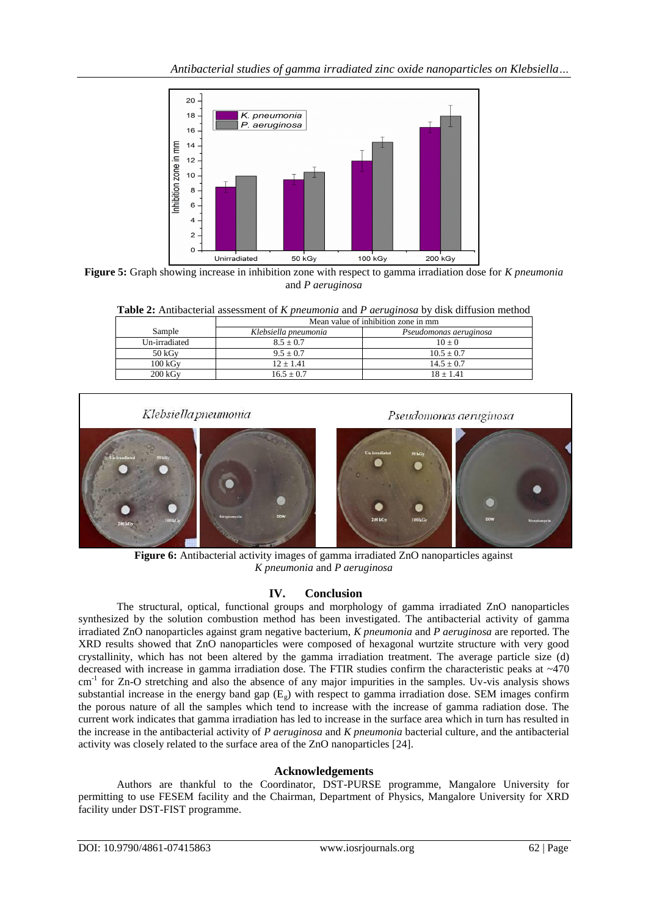**Figure 5:** Graph showing increase in inhibition zone with respect to gamma irradiation dose for *K pneumonia* and *P aeruginosa*

**Table 2:** Antibacterial assessment of *K pneumonia* and *P aeruginosa* by disk diffusion method

| Sample | Mean value of inhibition zone in mm | |
|---|---|---|
| | *Klebsiella pneumonia* | *Pseudomonas aeruginosa* |
| Un-irradiated | 8.5 ± 0.7 | 10 ± 0 |
| 50 kGy | 9.5 ± 0.7 | 10.5 ± 0.7 |
| 100 kGy | 12 ± 1.41 | 14.5 ± 0.7 |
| 200 kGy | 16.5 ± 0.7 | 18 ± 1.41 |

**Figure 6:** Antibacterial activity images of gamma irradiated ZnO nanoparticles against *K pneumonia* and *P aeruginosa*

## IV. Conclusion

The structural, optical, functional groups and morphology of gamma irradiated ZnO nanoparticles synthesized by the solution combustion method has been investigated. The antibacterial activity of gamma irradiated ZnO nanoparticles against gram negative bacterium, *K pneumonia* and *P aeruginosa* are reported. The XRD results showed that ZnO nanoparticles were composed of hexagonal wurtzite structure with very good crystallinity, which has not been altered by the gamma irradiation treatment. The average particle size (d) decreased with increase in gamma irradiation dose. The FTIR studies confirm the characteristic peaks at ~470 $cm^{-1}$ for Zn-O stretching and also the absence of any major impurities in the samples. Uv-vis analysis shows substantial increase in the energy band gap ($E_g$) with respect to gamma irradiation dose. SEM images confirm the porous nature of all the samples which tend to increase with the increase of gamma radiation dose. The current work indicates that gamma irradiation has led to increase in the surface area which in turn has resulted in the increase in the antibacterial activity of *P aeruginosa* and *K pneumonia* bacterial culture, and the antibacterial activity was closely related to the surface area of the ZnO nanoparticles [24].

## Acknowledgements

Authors are thankful to the Coordinator, DST-PURSE programme, Mangalore University for permitting to use FESEM facility and the Chairman, Department of Physics, Mangalore University for XRD facility under DST-FIST programme.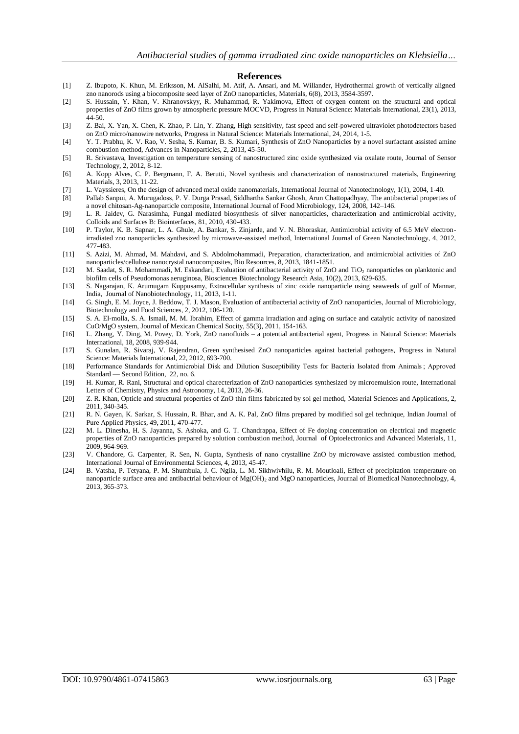## References

[1] Z. Ibupoto, K. Khun, M. Eriksson, M. AlSalhi, M. Atif, A. Ansari, and M. Willander, Hydrothermal growth of vertically aligned zno nanorods using a biocomposite seed layer of ZnO nanoparticles, Materials, 6(8), 2013, 3584-3597.

[2] S. Hussain, Y. Khan, V. Khranovskyy, R. Muhammad, R. Yakimova, Effect of oxygen content on the structural and optical properties of ZnO films grown by atmospheric pressure MOCVD, Progress in Natural Science: Materials International, 23(1), 2013, 44-50.

[3] Z. Bai, X. Yan, X. Chen, K. Zhao, P. Lin, Y. Zhang, High sensitivity, fast speed and self-powered ultraviolet photodetectors based on ZnO micro/nanowire networks, Progress in Natural Science: Materials International, 24, 2014, 1-5.

[4] Y. T. Prabhu, K. V. Rao, V. Sesha, S. Kumar, B. S. Kumari, Synthesis of ZnO Nanoparticles by a novel surfactant assisted amine combustion method, Advances in Nanoparticles, 2, 2013, 45-50.

[5] R. Srivastava, Investigation on temperature sensing of nanostructured zinc oxide synthesized via oxalate route, Journal of Sensor Technology, 2, 2012, 8-12.

[6] A. Kopp Alves, C. P. Bergmann, F. A. Berutti, Novel synthesis and characterization of nanostructured materials, Engineering Materials, 3, 2013, 11-22.

[7] L. Vayssieres, On the design of advanced metal oxide nanomaterials, International Journal of Nanotechnology, 1(1), 2004, 1-40.

[8] Pallab Sanpui, A. Murugadoss, P. V. Durga Prasad, Siddhartha Sankar Ghosh, Arun Chattopadhyay, The antibacterial properties of a novel chitosan-Ag-nanoparticle composite, International Journal of Food Microbiology, 124, 2008, 142–146.

[9] L. R. Jaidev, G. Narasimha, Fungal mediated biosynthesis of silver nanoparticles, characterization and antimicrobial activity, Colloids and Surfaces B: Biointerfaces, 81, 2010, 430-433.

[10] P. Taylor, K. B. Sapnar, L. A. Ghule, A. Bankar, S. Zinjarde, and V. N. Bhoraskar, Antimicrobial activity of 6.5 MeV electron-irradiated zno nanoparticles synthesized by microwave-assisted method, International Journal of Green Nanotechnology, 4, 2012, 477-483.

[11] S. Azizi, M. Ahmad, M. Mahdavi, and S. Abdolmohammadi, Preparation, characterization, and antimicrobial activities of ZnO nanoparticles/cellulose nanocrystal nanocomposites, Bio Resources, 8, 2013, 1841-1851.

[12] M. Saadat, S. R. Mohammadi, M. Eskandari, Evaluation of antibacterial activity of ZnO and $TiO_2$ nanoparticles on planktonic and biofilm cells of Pseudomonas aeruginosa, Biosciences Biotechnology Research Asia, 10(2), 2013, 629-635.

[13] S. Nagarajan, K. Arumugam Kuppusamy, Extracellular synthesis of zinc oxide nanoparticle using seaweeds of gulf of Mannar, India, Journal of Nanobiotechnology, 11, 2013, 1-11.

[14] G. Singh, E. M. Joyce, J. Beddow, T. J. Mason, Evaluation of antibacterial activity of ZnO nanoparticles, Journal of Microbiology, Biotechnology and Food Sciences, 2, 2012, 106-120.

[15] S. A. El-molla, S. A. Ismail, M. M. Ibrahim, Effect of gamma irradiation and aging on surface and catalytic activity of nanosized CuO/MgO system, Journal of Mexican Chemical Socity, 55(3), 2011, 154-163.

[16] L. Zhang, Y. Ding, M. Povey, D. York, ZnO nanofluids – a potential antibacterial agent, Progress in Natural Science: Materials International, 18, 2008, 939-944.

[17] S. Gunalan, R. Sivaraj, V. Rajendran, Green synthesised ZnO nanoparticles against bacterial pathogens, Progress in Natural Science: Materials International, 22, 2012, 693-700.

[18] Performance Standards for Antimicrobial Disk and Dilution Susceptibility Tests for Bacteria Isolated from Animals ; Approved Standard — Second Edition, 22, no. 6.

[19] H. Kumar, R. Rani, Structural and optical charecterization of ZnO nanoparticles synthesized by microemulsion route, International Letters of Chemistry, Physics and Astronomy, 14, 2013, 26-36.

[20] Z. R. Khan, Opticle and structural properties of ZnO thin films fabricated by sol gel method, Material Sciences and Applications, 2, 2011, 340-345.

[21] R. N. Gayen, K. Sarkar, S. Hussain, R. Bhar, and A. K. Pal, ZnO films prepared by modified sol gel technique, Indian Journal of Pure Applied Physics, 49, 2011, 470-477.

[22] M. L. Dinesha, H. S. Jayanna, S. Ashoka, and G. T. Chandrappa, Effect of Fe doping concentration on electrical and magnetic properties of ZnO nanoparticles prepared by solution combustion method, Journal of Optoelectronics and Advanced Materials, 11, 2009, 964-969.

[23] V. Chandore, G. Carpenter, R. Sen, N. Gupta, Synthesis of nano crystalline ZnO by microwave assisted combustion method, International Journal of Environmental Sciences, 4, 2013, 45-47.

[24] B. Vatsha, P. Tetyana, P. M. Shumbula, J. C. Ngila, L. M. Sikhwivhilu, R. M. Moutloali, Effect of precipitation temperature on nanoparticle surface area and antibactrial behaviour of $Mg(OH)_2$ and MgO nanoparticles, Journal of Biomedical Nanotechnology, 4, 2013, 365-373.